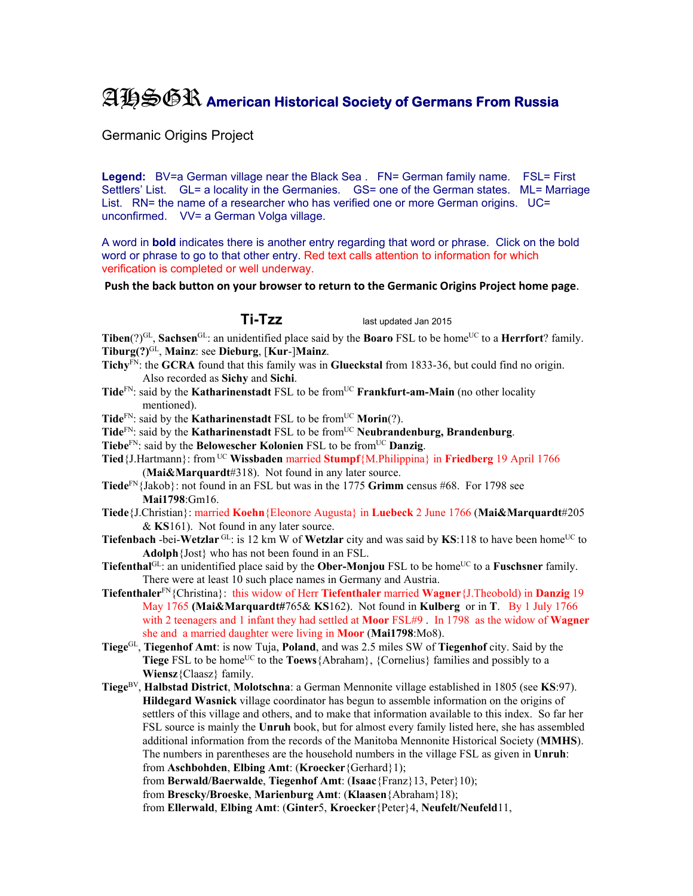# AHSGR American Historical Society of Germans From Russia

Germanic Origins Project

**Legend:** BV=a German village near the Black Sea . FN= German family name. FSL= First Settlers' List. GL= a locality in the Germanies. GS= one of the German states. ML= Marriage List. RN= the name of a researcher who has verified one or more German origins. UC= unconfirmed. VV= a German Volga village.

A word in **bold** indicates there is another entry regarding that word or phrase. Click on the bold word or phrase to go to that other entry. Red text calls attention to information for which verification is completed or well underway.

**Push the back button on your browser to return to the Germanic Origins Project home page**.

## Ti-Tzz

last updated Jan 2015

**Tiben**(?)[GL], **Sachsen**[GL]: an unidentified place said by the **Boaro** FSL to be home[UC] to a **Herrfort**? family.

**Tiburg(?)**[GL], **Mainz**: see **Dieburg**, [**Kur**-]**Mainz**.

**Tichy**[FN]: the **GCRA** found that this family was in **Glueckstal** from 1833-36, but could find no origin. Also recorded as **Sichy** and **Sichi**.

**Tide**[FN]: said by the **Katharinenstadt** FSL to be from[UC] **Frankfurt-am-Main** (no other locality mentioned).

**Tide**[FN]: said by the **Katharinenstadt** FSL to be from[UC] **Morin**(?).

**Tide**[FN]: said by the **Katharinenstadt** FSL to be from[UC] **Neubrandenburg, Brandenburg**.

**Tiebe**[FN]: said by the **Belowescher Kolonien** FSL to be from[UC] **Danzig**.

**Tied**{J.Hartmann}: from [UC] **Wissbaden** married **Stumpf**{M.Philippina} in **Friedberg** 19 April 1766 (**Mai&Marquardt**#318). Not found in any later source.

**Tiede**[FN]{Jakob}: not found in an FSL but was in the 1775 **Grimm** census #68. For 1798 see **Mai1798**:Gm16.

**Tiede**{J.Christian}: married **Koehn**{Eleonore Augusta} in **Luebeck** 2 June 1766 (**Mai&Marquardt**#205 & **KS**161). Not found in any later source.

**Tiefenbach** -bei-**Wetzlar** [GL]: is 12 km W of **Wetzlar** city and was said by **KS**:118 to have been home[UC] to **Adolph**{Jost} who has not been found in an FSL.

**Tiefenthal**[GL]: an unidentified place said by the **Ober-Monjou** FSL to be home[UC] to a **Fuschsner** family. There were at least 10 such place names in Germany and Austria.

**Tiefenthaler**[FN]{Christina}: this widow of Herr **Tiefenthaler** married **Wagner**{J.Theobold) in **Danzig** 19 May 1765 (**Mai&Marquardt**#765& **KS**162). Not found in **Kulberg** or in **T**. By 1 July 1766 with 2 teenagers and 1 infant they had settled at **Moor** FSL#9 . In 1798 as the widow of **Wagner** she and a married daughter were living in **Moor** (**Mai1798**:Mo8).

**Tiege**[GL], **Tiegenhof Amt**: is now Tuja, **Poland**, and was 2.5 miles SW of **Tiegenhof** city. Said by the **Tiege** FSL to be home[UC] to the **Toews**{Abraham}, {Cornelius} families and possibly to a **Wiensz**{Claasz} family.

**Tiege**[BV], **Halbstad District**, **Molotschna**: a German Mennonite village established in 1805 (see **KS**:97). **Hildegard Wasnick** village coordinator has begun to assemble information on the origins of settlers of this village and others, and to make that information available to this index. So far her FSL source is mainly the **Unruh** book, but for almost every family listed here, she has assembled additional information from the records of the Manitoba Mennonite Historical Society (**MMHS**). The numbers in parentheses are the household numbers in the village FSL as given in **Unruh**:
from **Aschbohden**, **Elbing Amt**: (**Kroecker**{Gerhard}1);
from **Berwald/Baerwalde**, **Tiegenhof Amt**: (**Isaac**{Franz}13, Peter}10);
from **Brescky/Broeske**, **Marienburg Amt**: (**Klaasen**{Abraham}18);
from **Ellerwald**, **Elbing Amt**: (**Ginter**5, **Kroecker**{Peter}4, **Neufelt/Neufeld**11,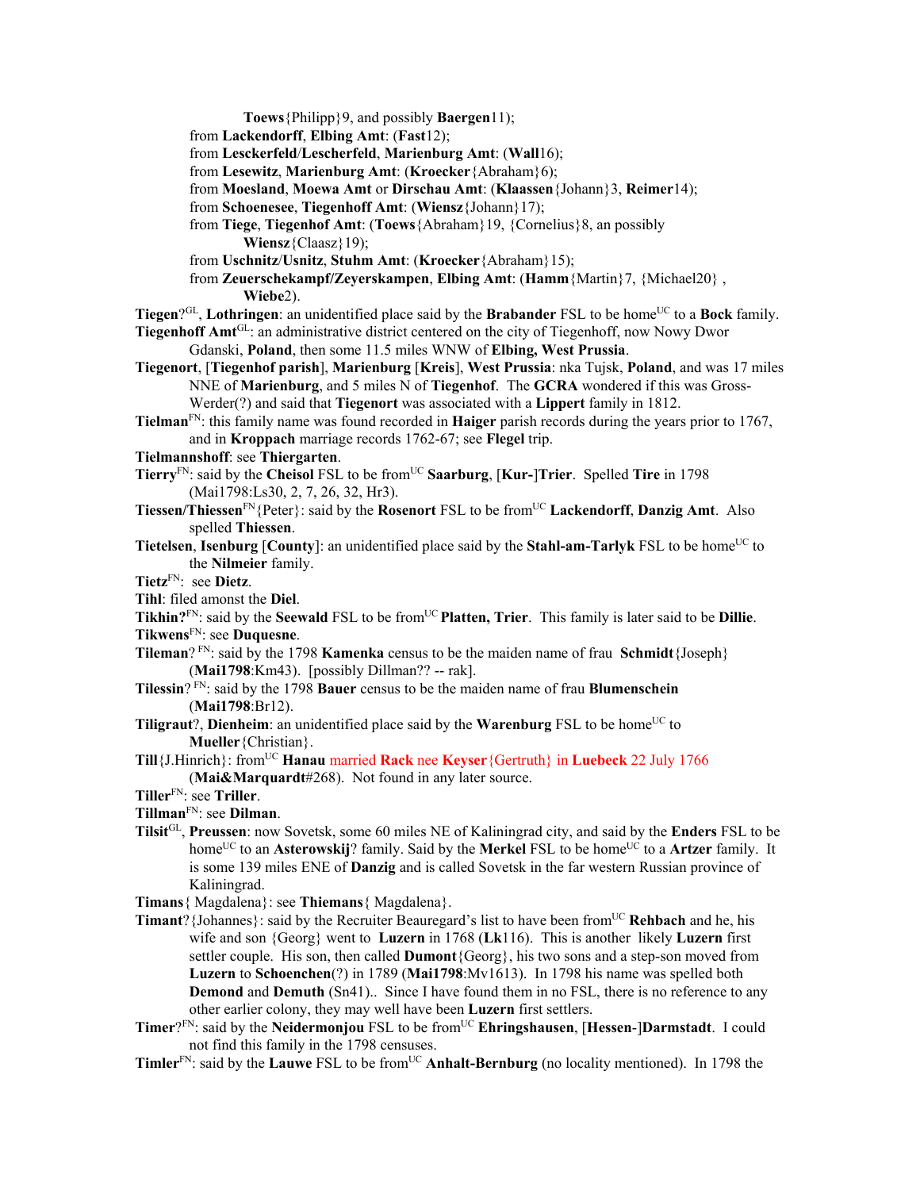**Toews**{Philipp}9, and possibly **Baergen**11);

from **Lackendorff**, **Elbing Amt**: (**Fast**12);

from **Lesckerfeld**/**Lescherfeld**, **Marienburg Amt**: (**Wall**16);

from **Lesewitz**, **Marienburg Amt**: (**Kroecker**{Abraham}6);

from **Moesland**, **Moewa Amt** or **Dirschau Amt**: (**Klaassen**{Johann}3, **Reimer**14);

from **Schoenesee**, **Tiegenhoff Amt**: (**Wiensz**{Johann}17);

from **Tiege**, **Tiegenhof Amt**: (**Toews**{Abraham}19, {Cornelius}8, an possibly **Wiensz**{Claasz}19);

from **Uschnitz**/**Usnitz**, **Stuhm Amt**: (**Kroecker**{Abraham}15);

from **Zeuerschekampf/Zeyerskampen**, **Elbing Amt**: (**Hamm**{Martin}7, {Michael20} , **Wiebe**2).

**Tiegen**?[GL], **Lothringen**: an unidentified place said by the **Brabander** FSL to be home[UC] to a **Bock** family.

**Tiegenhoff Amt**[GL]: an administrative district centered on the city of Tiegenhoff, now Nowy Dwor Gdanski, **Poland**, then some 11.5 miles WNW of **Elbing, West Prussia**.

**Tiegenort**, [**Tiegenhof parish**], **Marienburg** [**Kreis**], **West Prussia**: nka Tujsk, **Poland**, and was 17 miles NNE of **Marienburg**, and 5 miles N of **Tiegenhof**. The **GCRA** wondered if this was Gross-Werder(?) and said that **Tiegenort** was associated with a **Lippert** family in 1812.

**Tielman**[FN]: this family name was found recorded in **Haiger** parish records during the years prior to 1767, and in **Kroppach** marriage records 1762-67; see **Flegel** trip.

**Tielmannshoff**: see **Thiergarten**.

**Tierry**[FN]: said by the **Cheisol** FSL to be from[UC] **Saarburg**, [**Kur-**]**Trier**. Spelled **Tire** in 1798 (Mai1798:Ls30, 2, 7, 26, 32, Hr3).

**Tiessen/Thiessen**[FN]{Peter}: said by the **Rosenort** FSL to be from[UC] **Lackendorff**, **Danzig Amt**. Also spelled **Thiessen**.

**Tietelsen**, **Isenburg** [**County**]: an unidentified place said by the **Stahl-am-Tarlyk** FSL to be home[UC] to the **Nilmeier** family.

**Tietz**[FN]: see **Dietz**.

**Tihl**: filed amonst the **Diel**.

**Tikhin?**[FN]: said by the **Seewald** FSL to be from[UC] **Platten, Trier**. This family is later said to be **Dillie**.

**Tikwens**[FN]: see **Duquesne**.

**Tileman**? [FN]: said by the 1798 **Kamenka** census to be the maiden name of frau **Schmidt**{Joseph} (**Mai1798**:Km43). [possibly Dillman?? -- rak].

**Tilessin**? [FN]: said by the 1798 **Bauer** census to be the maiden name of frau **Blumenschein** (**Mai1798**:Br12).

**Tiligraut**?, **Dienheim**: an unidentified place said by the **Warenburg** FSL to be home[UC] to **Mueller**{Christian}.

**Till**{J.Hinrich}: from[UC] **Hanau** married **Rack** nee **Keyser**{Gertruth} in **Luebeck** 22 July 1766 (**Mai&Marquardt**#268). Not found in any later source.

**Tiller**[FN]: see **Triller**.

**Tillman**[FN]: see **Dilman**.

**Tilsit**[GL], **Preussen**: now Sovetsk, some 60 miles NE of Kaliningrad city, and said by the **Enders** FSL to be home[UC] to an **Asterowskij**? family. Said by the **Merkel** FSL to be home[UC] to a **Artzer** family. It is some 139 miles ENE of **Danzig** and is called Sovetsk in the far western Russian province of Kaliningrad.

**Timans**{ Magdalena}: see **Thiemans**{ Magdalena}.

**Timant**?{Johannes}: said by the Recruiter Beauregard's list to have been from[UC] **Rehbach** and he, his wife and son {Georg} went to **Luzern** in 1768 (**Lk**116). This is another likely **Luzern** first settler couple. His son, then called **Dumont**{Georg}, his two sons and a step-son moved from **Luzern** to **Schoenchen**(?) in 1789 (**Mai1798**:Mv1613). In 1798 his name was spelled both **Demond** and **Demuth** (Sn41).. Since I have found them in no FSL, there is no reference to any other earlier colony, they may well have been **Luzern** first settlers.

**Timer**?[FN]: said by the **Neidermonjou** FSL to be from[UC] **Ehringshausen**, [**Hessen**-]**Darmstadt**. I could not find this family in the 1798 censuses.

**Timler**[FN]: said by the **Lauwe** FSL to be from[UC] **Anhalt-Bernburg** (no locality mentioned). In 1798 the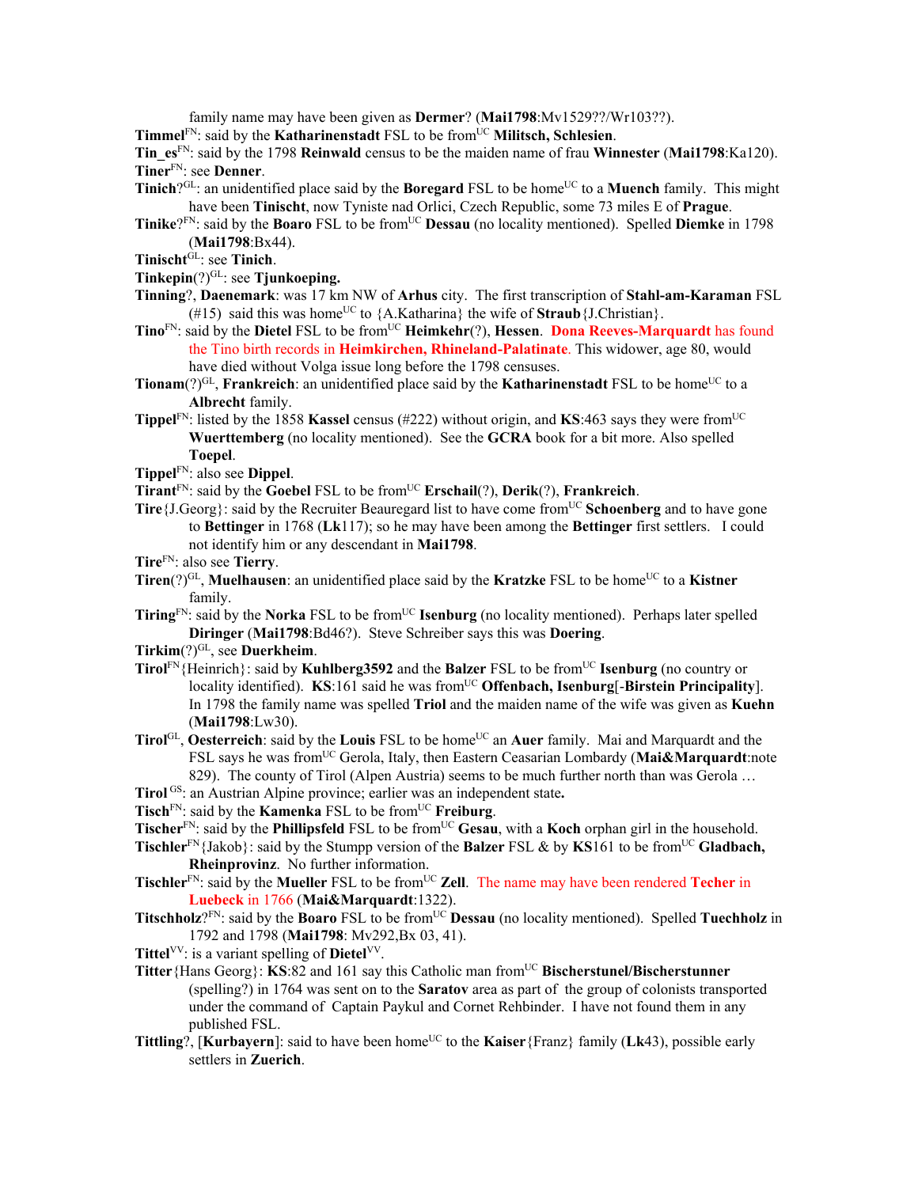family name may have been given as **Dermer**? (**Mai1798**:Mv1529??/Wr103??).

**Timmel**[FN]: said by the **Katharinenstadt** FSL to be from[UC] **Militsch, Schlesien**.

**Tin_es**[FN]: said by the 1798 **Reinwald** census to be the maiden name of frau **Winnester** (**Mai1798**:Ka120).

**Tiner**[FN]: see **Denner**.

**Tinich**?[GL]: an unidentified place said by the **Boregard** FSL to be home[UC] to a **Muench** family. This might have been **Tinischt**, now Tyniste nad Orlici, Czech Republic, some 73 miles E of **Prague**.

**Tinike**?[FN]: said by the **Boaro** FSL to be from[UC] **Dessau** (no locality mentioned). Spelled **Diemke** in 1798 (**Mai1798**:Bx44).

**Tinischt**[GL]: see **Tinich**.

**Tinkepin**(?)[GL]: see **Tjunkoeping.**

**Tinning**?, **Daenemark**: was 17 km NW of **Arhus** city. The first transcription of **Stahl-am-Karaman** FSL (#15) said this was home[UC] to {A.Katharina} the wife of **Straub**{J.Christian}.

**Tino**[FN]: said by the **Dietel** FSL to be from[UC] **Heimkehr**(?), **Hessen**. **Dona Reeves-Marquardt** has found the Tino birth records in **Heimkirchen, Rhineland-Palatinate**. This widower, age 80, would have died without Volga issue long before the 1798 censuses.

**Tionam**(?)[GL], **Frankreich**: an unidentified place said by the **Katharinenstadt** FSL to be home[UC] to a **Albrecht** family.

**Tippel**[FN]: listed by the 1858 **Kassel** census (#222) without origin, and **KS**:463 says they were from[UC] **Wuerttemberg** (no locality mentioned). See the **GCRA** book for a bit more. Also spelled **Toepel**.

**Tippel**[FN]: also see **Dippel**.

**Tirant**[FN]: said by the **Goebel** FSL to be from[UC] **Erschail**(?), **Derik**(?), **Frankreich**.

**Tire**{J.Georg}: said by the Recruiter Beauregard list to have come from[UC] **Schoenberg** and to have gone to **Bettinger** in 1768 (**Lk**117); so he may have been among the **Bettinger** first settlers. I could not identify him or any descendant in **Mai1798**.

**Tire**[FN]: also see **Tierry**.

**Tiren**(?)[GL], **Muelhausen**: an unidentified place said by the **Kratzke** FSL to be home[UC] to a **Kistner** family.

**Tiring**[FN]: said by the **Norka** FSL to be from[UC] **Isenburg** (no locality mentioned). Perhaps later spelled **Diringer** (**Mai1798**:Bd46?). Steve Schreiber says this was **Doering**.

**Tirkim**(?)[GL], see **Duerkheim**.

**Tirol**[FN]{Heinrich}: said by **Kuhlberg3592** and the **Balzer** FSL to be from[UC] **Isenburg** (no country or locality identified). **KS**:161 said he was from[UC] **Offenbach, Isenburg**[-**Birstein Principality**]. In 1798 the family name was spelled **Triol** and the maiden name of the wife was given as **Kuehn** (**Mai1798**:Lw30).

**Tirol**[GL], **Oesterreich**: said by the **Louis** FSL to be home[UC] an **Auer** family. Mai and Marquardt and the FSL says he was from[UC] Gerola, Italy, then Eastern Ceasarian Lombardy (**Mai&Marquardt**:note 829). The county of Tirol (Alpen Austria) seems to be much further north than was Gerola …

**Tirol** [GS]: an Austrian Alpine province; earlier was an independent state**.**

**Tisch**[FN]: said by the **Kamenka** FSL to be from[UC] **Freiburg**.

**Tischer**[FN]: said by the **Phillipsfeld** FSL to be from[UC] **Gesau**, with a **Koch** orphan girl in the household.

**Tischler**[FN]{Jakob}: said by the Stumpp version of the **Balzer** FSL & by **KS**161 to be from[UC] **Gladbach, Rheinprovinz**. No further information.

**Tischler**[FN]: said by the **Mueller** FSL to be from[UC] **Zell**. The name may have been rendered **Techer** in **Luebeck** in 1766 (**Mai&Marquardt**:1322).

**Titschholz**?[FN]: said by the **Boaro** FSL to be from[UC] **Dessau** (no locality mentioned). Spelled **Tuechholz** in 1792 and 1798 (**Mai1798**: Mv292,Bx 03, 41).

**Tittel**[VV]: is a variant spelling of **Dietel**[VV].

**Titter**{Hans Georg}: **KS**:82 and 161 say this Catholic man from[UC] **Bischerstunel/Bischerstunner** (spelling?) in 1764 was sent on to the **Saratov** area as part of the group of colonists transported under the command of Captain Paykul and Cornet Rehbinder. I have not found them in any published FSL.

**Tittling**?, [**Kurbayern**]: said to have been home[UC] to the **Kaiser**{Franz} family (**Lk**43), possible early settlers in **Zuerich**.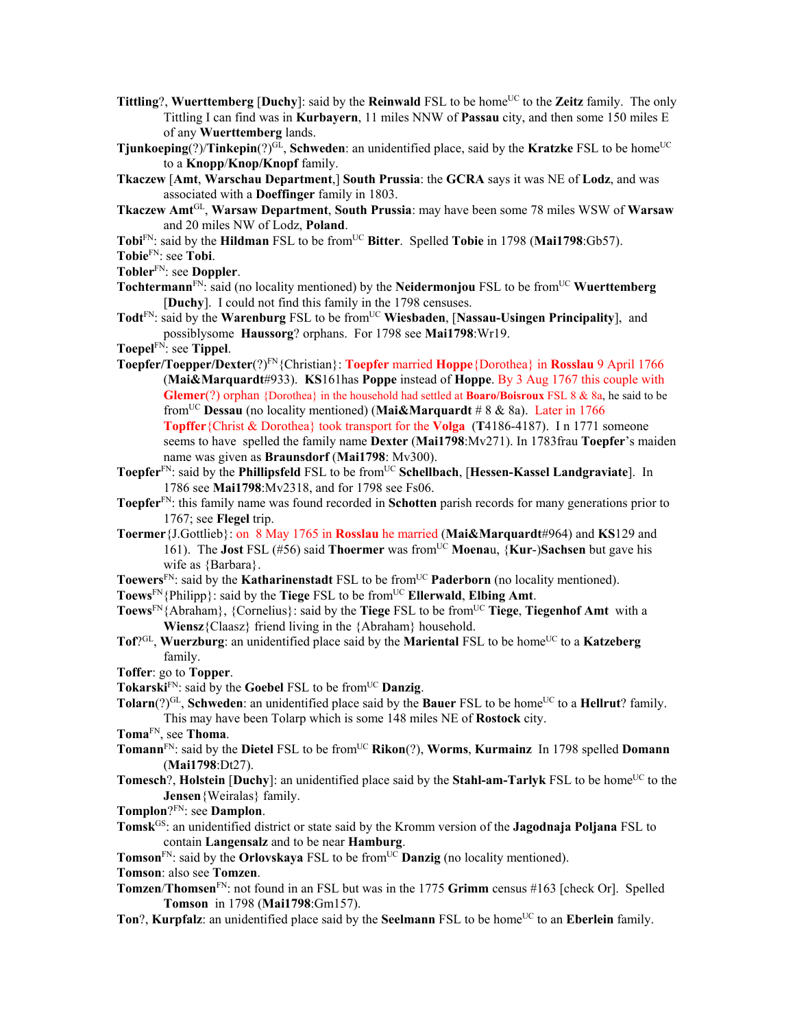**Tittling**?, **Wuerttemberg** [**Duchy**]: said by the **Reinwald** FSL to be home[UC] to the **Zeitz** family. The only Tittling I can find was in **Kurbayern**, 11 miles NNW of **Passau** city, and then some 150 miles E of any **Wuerttemberg** lands.

**Tjunkoeping**(?)/**Tinkepin**(?)[GL], **Schweden**: an unidentified place, said by the **Kratzke** FSL to be home[UC] to a **Knopp**/**Knop/Knopf** family.

**Tkaczew** [**Amt**, **Warschau Department**,] **South Prussia**: the **GCRA** says it was NE of **Lodz**, and was associated with a **Doeffinger** family in 1803.

**Tkaczew Amt**[GL], **Warsaw Department**, **South Prussia**: may have been some 78 miles WSW of **Warsaw** and 20 miles NW of Lodz, **Poland**.

**Tobi**[FN]: said by the **Hildman** FSL to be from[UC] **Bitter**. Spelled **Tobie** in 1798 (**Mai1798**:Gb57).

**Tobie**[FN]: see **Tobi**.

**Tobler**[FN]: see **Doppler**.

**Tochtermann**[FN]: said (no locality mentioned) by the **Neidermonjou** FSL to be from[UC] **Wuerttemberg** [**Duchy**]. I could not find this family in the 1798 censuses.

**Todt**[FN]: said by the **Warenburg** FSL to be from[UC] **Wiesbaden**, [**Nassau-Usingen Principality**], and possiblysome **Haussorg**? orphans. For 1798 see **Mai1798**:Wr19.

**Toepel**[FN]: see **Tippel**.

**Toepfer/Toepper/Dexter**(?)[FN]{Christian}: **Toepfer** married **Hoppe**{Dorothea} in **Rosslau** 9 April 1766 (**Mai&Marquardt**#933). **KS**161has **Poppe** instead of **Hoppe**. By 3 Aug 1767 this couple with **Glemer**(?) orphan {Dorothea} in the household had settled at **Boaro/Boisroux** FSL 8 & 8a, he said to be from[UC] **Dessau** (no locality mentioned) (**Mai&Marquardt** # 8 & 8a). Later in 1766 **Topffer**{Christ & Dorothea} took transport for the **Volga** (**T**4186-4187). I n 1771 someone seems to have spelled the family name **Dexter** (**Mai1798**:Mv271). In 1783frau **Toepfer**'s maiden name was given as **Braunsdorf** (**Mai1798**: Mv300).

**Toepfer**[FN]: said by the **Phillipsfeld** FSL to be from[UC] **Schellbach**, [**Hessen-Kassel Landgraviate**]. In 1786 see **Mai1798**:Mv2318, and for 1798 see Fs06.

**Toepfer**[FN]: this family name was found recorded in **Schotten** parish records for many generations prior to 1767; see **Flegel** trip.

**Toermer**{J.Gottlieb}: on 8 May 1765 in **Rosslau** he married (**Mai&Marquardt**#964) and **KS**129 and 161). The **Jost** FSL (#56) said **Thoermer** was from[UC] **Moena**u, {**Kur**-)**Sachsen** but gave his wife as {Barbara}.

**Toewers**[FN]: said by the **Katharinenstadt** FSL to be from[UC] **Paderborn** (no locality mentioned).

**Toews**[FN]{Philipp}: said by the **Tiege** FSL to be from[UC] **Ellerwald**, **Elbing Amt**.

**Toews**[FN]{Abraham}, {Cornelius}: said by the **Tiege** FSL to be from[UC] **Tiege**, **Tiegenhof Amt** with a **Wiensz**{Claasz} friend living in the {Abraham} household.

**Tof**?[GL], **Wuerzburg**: an unidentified place said by the **Mariental** FSL to be home[UC] to a **Katzeberg** family.

**Toffer**: go to **Topper**.

**Tokarski**[FN]: said by the **Goebel** FSL to be from[UC] **Danzig**.

**Tolarn**(?)[GL], **Schweden**: an unidentified place said by the **Bauer** FSL to be home[UC] to a **Hellrut**? family. This may have been Tolarp which is some 148 miles NE of **Rostock** city.

**Toma**[FN], see **Thoma**.

**Tomann**[FN]: said by the **Dietel** FSL to be from[UC] **Rikon**(?), **Worms**, **Kurmainz** In 1798 spelled **Domann** (**Mai1798**:Dt27).

**Tomesch**?, **Holstein** [**Duchy**]: an unidentified place said by the **Stahl-am-Tarlyk** FSL to be home[UC] to the **Jensen**{Weiralas} family.

**Tomplon**?[FN]: see **Damplon**.

**Tomsk**[GS]: an unidentified district or state said by the Kromm version of the **Jagodnaja Poljana** FSL to contain **Langensalz** and to be near **Hamburg**.

**Tomson**[FN]: said by the **Orlovskaya** FSL to be from[UC] **Danzig** (no locality mentioned).

**Tomson**: also see **Tomzen**.

**Tomzen**/**Thomsen**[FN]: not found in an FSL but was in the 1775 **Grimm** census #163 [check Or]. Spelled **Tomson** in 1798 (**Mai1798**:Gm157).

**Ton**?, **Kurpfalz**: an unidentified place said by the **Seelmann** FSL to be home[UC] to an **Eberlein** family.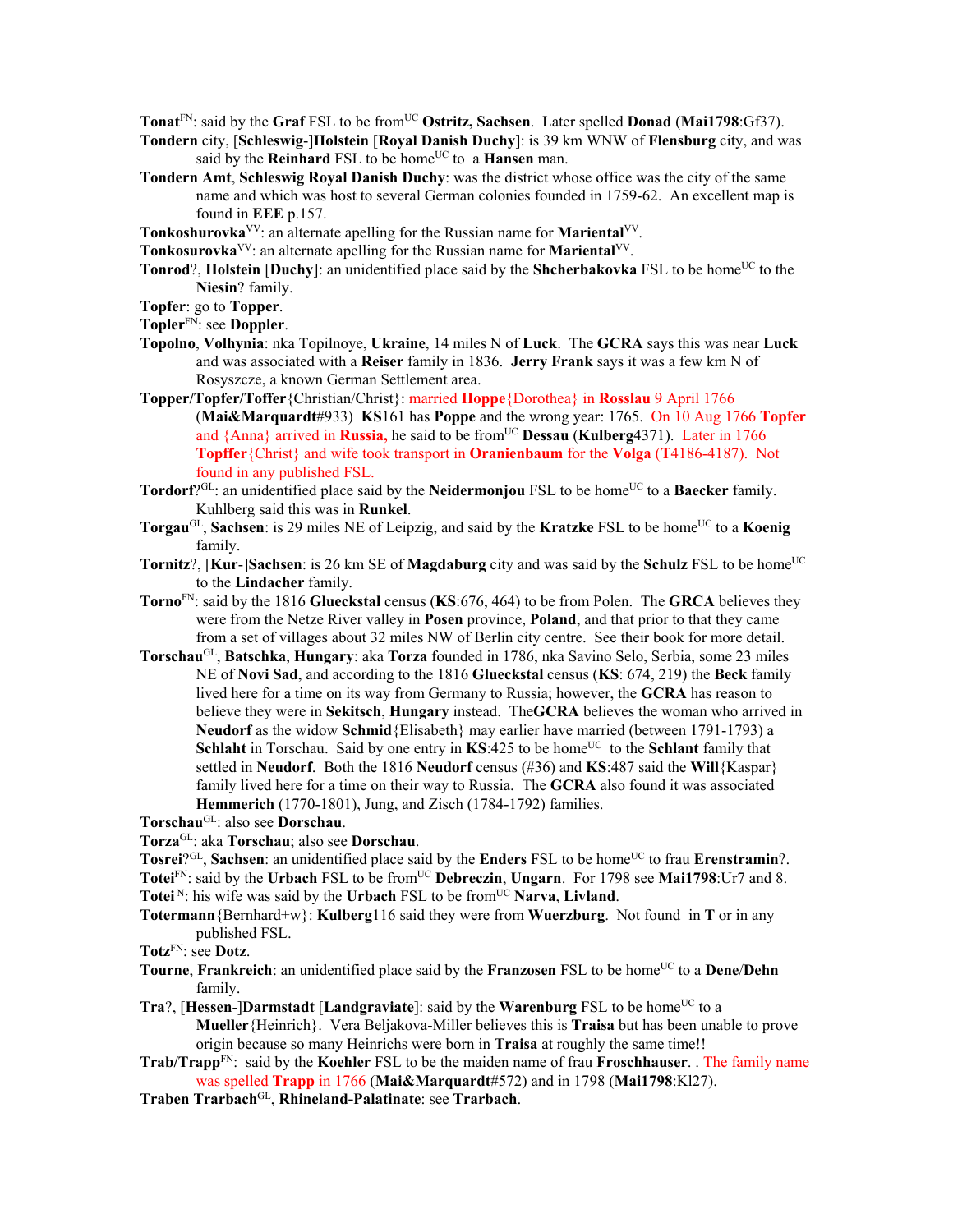**Tonat**FN: said by the **Graf** FSL to be fromUC **Ostritz, Sachsen**. Later spelled **Donad** (**Mai1798**:Gf37).

**Tondern** city, [**Schleswig**-]**Holstein** [**Royal Danish Duchy**]: is 39 km WNW of **Flensburg** city, and was said by the **Reinhard** FSL to be homeUC to a **Hansen** man.

**Tondern Amt**, **Schleswig Royal Danish Duchy**: was the district whose office was the city of the same name and which was host to several German colonies founded in 1759-62. An excellent map is found in **EEE** p.157.

**Tonkoshurovka**VV: an alternate apelling for the Russian name for **Mariental**VV.

**Tonkosurovka**VV: an alternate apelling for the Russian name for **Mariental**VV.

**Tonrod**?, **Holstein** [**Duchy**]: an unidentified place said by the **Shcherbakovka** FSL to be homeUC to the **Niesin**? family.

**Topfer**: go to **Topper**.

**Topler**FN: see **Doppler**.

**Topolno**, **Volhynia**: nka Topilnoye, **Ukraine**, 14 miles N of **Luck**. The **GCRA** says this was near **Luck** and was associated with a **Reiser** family in 1836. **Jerry Frank** says it was a few km N of Rosyszcze, a known German Settlement area.

**Topper/Topfer/Toffer**{Christian/Christ}: married **Hoppe**{Dorothea} in **Rosslau** 9 April 1766 (**Mai&Marquardt**#933) **KS**161 has **Poppe** and the wrong year: 1765. On 10 Aug 1766 **Topfer** and {Anna} arrived in **Russia,** he said to be fromUC **Dessau** (**Kulberg**4371). Later in 1766 **Topffer**{Christ} and wife took transport in **Oranienbaum** for the **Volga** (**T**4186-4187). Not found in any published FSL.

**Tordorf**?GL: an unidentified place said by the **Neidermonjou** FSL to be homeUC to a **Baecker** family. Kuhlberg said this was in **Runkel**.

**Torgau**GL, **Sachsen**: is 29 miles NE of Leipzig, and said by the **Kratzke** FSL to be homeUC to a **Koenig** family.

**Tornitz**?, [**Kur**-]**Sachsen**: is 26 km SE of **Magdaburg** city and was said by the **Schulz** FSL to be homeUC to the **Lindacher** family.

**Torno**FN: said by the 1816 **Glueckstal** census (**KS**:676, 464) to be from Polen. The **GRCA** believes they were from the Netze River valley in **Posen** province, **Poland**, and that prior to that they came from a set of villages about 32 miles NW of Berlin city centre. See their book for more detail.

**Torschau**GL, **Batschka**, **Hungary**: aka **Torza** founded in 1786, nka Savino Selo, Serbia, some 23 miles NE of **Novi Sad**, and according to the 1816 **Glueckstal** census (**KS**: 674, 219) the **Beck** family lived here for a time on its way from Germany to Russia; however, the **GCRA** has reason to believe they were in **Sekitsch**, **Hungary** instead. The**GCRA** believes the woman who arrived in **Neudorf** as the widow **Schmid**{Elisabeth} may earlier have married (between 1791-1793) a **Schlaht** in Torschau. Said by one entry in **KS**:425 to be homeUC to the **Schlant** family that settled in **Neudorf**. Both the 1816 **Neudorf** census (#36) and **KS**:487 said the **Will**{Kaspar} family lived here for a time on their way to Russia. The **GCRA** also found it was associated with **Hemmerich** (1770-1801), Jung, and Zisch (1784-1792) families.

**Torschau**GL: also see **Dorschau**.

**Torza**GL: aka **Torschau**; also see **Dorschau**.

**Tosrei**?GL, **Sachsen**: an unidentified place said by the **Enders** FSL to be homeUC to frau **Erenstramin**?.

**Totei**FN: said by the **Urbach** FSL to be fromUC **Debreczin**, **Ungarn**. For 1798 see **Mai1798**:Ur7 and 8.

**Totei** N: his wife was said by the **Urbach** FSL to be fromUC **Narva**, **Livland**.

**Totermann**{Bernhard+w}: **Kulberg**116 said they were from **Wuerzburg**. Not found in **T** or in any published FSL.

**Totz**FN: see **Dotz**.

**Tourne**, **Frankreich**: an unidentified place said by the **Franzosen** FSL to be homeUC to a **Dene**/**Dehn** family.

**Tra**?, [**Hessen**-]**Darmstadt** [**Landgraviate**]: said by the **Warenburg** FSL to be homeUC to a **Mueller**{Heinrich}. Vera Beljakova-Miller believes this is **Traisa** but has been unable to prove origin because so many Heinrichs were born in **Traisa** at roughly the same time!!

**Trab/Trapp**FN: said by the **Koehler** FSL to be the maiden name of frau **Froschhauser**. . The family name was spelled **Trapp** in 1766 (**Mai&Marquardt**#572) and in 1798 (**Mai1798**:Kl27).

**Traben Trarbach**GL, **Rhineland-Palatinate**: see **Trarbach**.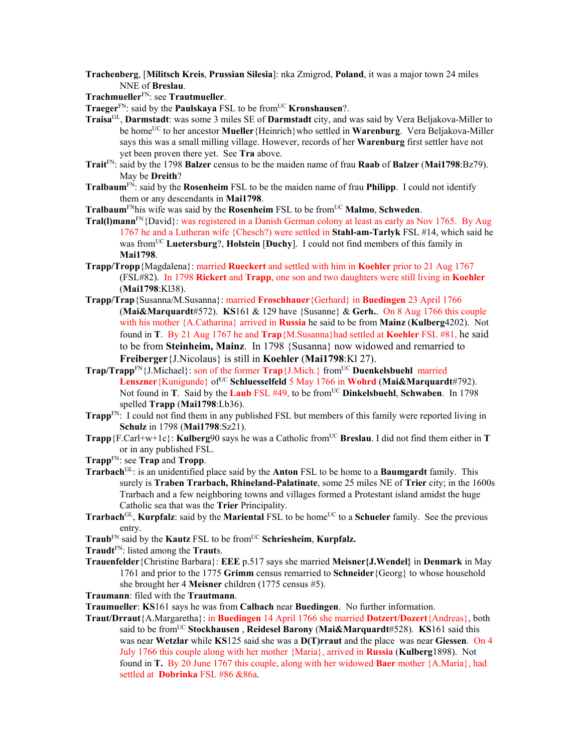**Trachenberg**, [**Militsch Kreis**, **Prussian Silesia**]: nka Zmigrod, **Poland**, it was a major town 24 miles NNE of **Breslau**.

**Trachmueller**[FN]: see **Trautmueller**.

**Traeger**[FN]: said by the **Paulskaya** FSL to be from[UC] **Kronshausen**?.

**Traisa**[GL], **Darmstadt**: was some 3 miles SE of **Darmstadt** city, and was said by Vera Beljakova-Miller to be home[UC] to her ancestor **Mueller**{Heinrich}who settled in **Warenburg**. Vera Beljakova-Miller says this was a small milling village. However, records of her **Warenburg** first settler have not yet been proven there yet. See **Tra** above.

**Trait**[FN]: said by the 1798 **Balzer** census to be the maiden name of frau **Raab** of **Balzer** (**Mai1798**:Bz79). May be **Dreith**?

**Tralbaum**[FN]: said by the **Rosenheim** FSL to be the maiden name of frau **Philipp**. I could not identify them or any descendants in **Mai1798**.

**Tralbaum**[FN]his wife was said by the **Rosenheim** FSL to be from[UC] **Malmo**, **Schweden**.

**Tral(l)mann**[FN]{David}: was registered in a Danish German colony at least as early as Nov 1765. By Aug 1767 he and a Lutheran wife {Chesch?) were settled in **Stahl-am-Tarlyk** FSL #14, which said he was from[UC] **Luetersburg**?, **Holstein** [**Duchy**]. I could not find members of this family in **Mai1798**.

**Trapp/Tropp**{Magdalena}: married **Rueckert** and settled with him in **Koehler** prior to 21 Aug 1767 (FSL#82). In 1798 **Rickert** and **Trapp**, one son and two daughters were still living in **Koehler** (**Mai1798**:Kl38).

**Trapp/Trap**{Susanna/M.Susanna}: married **Froschhauer**{Gerhard} in **Buedingen** 23 April 1766 (**Mai&Marquardt**#572). **KS**161 & 129 have {Susanne} & **Gerh.**. On 8 Aug 1766 this couple with his mother {A.Catharina} arrived in **Russia** he said to be from **Mainz** (**Kulberg**4202). Not found in **T**. By 21 Aug 1767 he and **Trap**{M.Susanna}had settled at **Koehler** FSL #81, he said to be from **Steinheim, Mainz**. In 1798 {Susanna} now widowed and remarried to **Freiberger**{J.Nicolaus} is still in **Koehler** (**Mai1798**:Kl 27).

**Trap/Trapp**[FN]{J.Michael}: son of the former **Trap**{J.Mich.} from[UC] **Duenkelsbuehl** married **Lenszner**{Kunigunde} of[UC] **Schluesselfeld** 5 May 1766 in **Wohrd** (**Mai&Marquardt**#792). Not found in **T**. Said by the **Laub** FSL #49, to be from[UC] **Dinkelsbuehl**, **Schwaben**. In 1798 spelled **Trapp** (**Mai1798**:Lb36).

**Trapp**[FN]: I could not find them in any published FSL but members of this family were reported living in **Schulz** in 1798 (**Mai1798**:Sz21).

**Trapp**{F.Carl+w+1c}: **Kulberg**90 says he was a Catholic from[UC] **Breslau**. I did not find them either in **T** or in any published FSL.

**Trapp**[FN]: see **Trap** and **Tropp**.

**Trarbach**[GL]: is an unidentified place said by the **Anton** FSL to be home to a **Baumgardt** family. This surely is **Traben Trarbach, Rhineland-Palatinate**, some 25 miles NE of **Trier** city; in the 1600s Trarbach and a few neighboring towns and villages formed a Protestant island amidst the huge Catholic sea that was the **Trier** Principality.

**Trarbach**[GL], **Kurpfalz**: said by the **Mariental** FSL to be home[UC] to a **Schueler** family. See the previous entry.

**Traub**[FN] said by the **Kautz** FSL to be from[UC] **Schriesheim**, **Kurpfalz.**

**Traudt**[FN]: listed among the **Traut**s.

**Trauenfelder**{Christine Barbara}: **EEE** p.517 says she married **Meisner{J.Wendel}** in **Denmark** in May 1761 and prior to the 1775 **Grimm** census remarried to **Schneider**{Georg} to whose household she brought her 4 **Meisner** children (1775 census #5).

**Traumann**: filed with the **Trautmann**.

**Traumueller**: **KS**161 says he was from **Calbach** near **Buedingen**. No further information.

**Traut/Drraut**{A.Margaretha}: in **Buedingen** 14 April 1766 she married **Dotzert/Dozert**{Andreas}, both said to be from[UC] **Stockhausen** , **Reidesel Barony** (**Mai&Marquardt**#528). **KS**161 said this was near **Wetzlar** while **KS**125 said she was a **D(T)rraut** and the place was near **Giessen**. On 4 July 1766 this couple along with her mother {Maria}, arrived in **Russia** (**Kulberg**1898). Not found in **T.** By 20 June 1767 this couple, along with her widowed **Baer** mother {A.Maria}, had settled at **Dobrinka** FSL #86 &86a.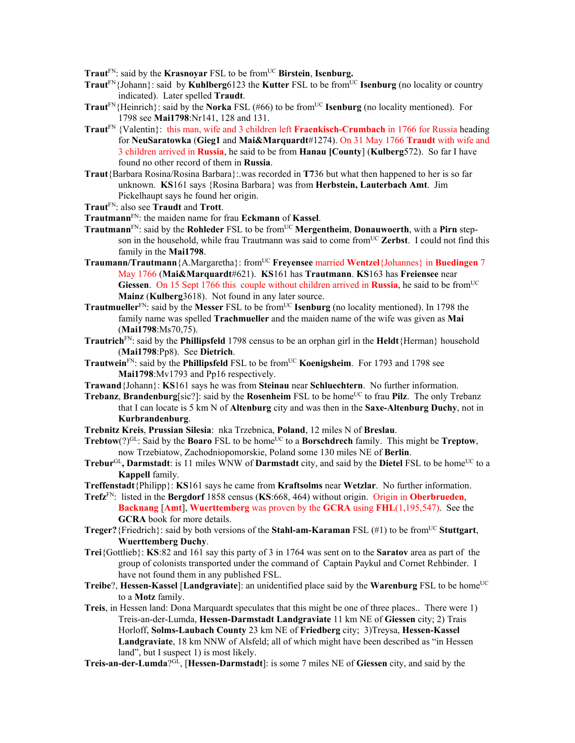**Traut**[FN]: said by the **Krasnoyar** FSL to be from[UC] **Birstein**, **Isenburg.**

**Traut**[FN]{Johann}: said by **Kuhlberg**6123 the **Kutter** FSL to be from[UC] **Isenburg** (no locality or country indicated). Later spelled **Traudt**.

**Traut**[FN]{Heinrich}: said by the **Norka** FSL (#66) to be from[UC] **Isenburg** (no locality mentioned). For 1798 see **Mai1798**:Nr141, 128 and 131.

**Traut**[FN] {Valentin}: this man, wife and 3 children left **Fraenkisch-Crumbach** in 1766 for Russia heading for **NeuSaratowka** (**Gieg1** and **Mai&Marquardt**#1274). On 31 May 1766 **Traudt** with wife and 3 children arrived in **Russia**, he said to be from **Hanau [County**] (**Kulberg**572). So far I have found no other record of them in **Russia**.

**Traut**{Barbara Rosina/Rosina Barbara}:.was recorded in **T7**36 but what then happened to her is so far unknown. **KS**161 says {Rosina Barbara} was from **Herbstein, Lauterbach Amt**. Jim Pickelhaupt says he found her origin.

**Traut**[FN]: also see **Traudt** and **Trott**.

**Trautmann**[FN]: the maiden name for frau **Eckmann** of **Kassel**.

**Trautmann**[FN]: said by the **Rohleder** FSL to be from[UC] **Mergentheim**, **Donauwoerth**, with a **Pirn** step-son in the household, while frau Trautmann was said to come from[UC] **Zerbst**. I could not find this family in the **Mai1798**.

**Traumann/Trautmann**{A.Margaretha}: from[UC] **Freyensee** married **Wentzel**{Johannes} in **Buedingen** 7 May 1766 (**Mai&Marquardt**#621). **KS**161 has **Trautmann**. **KS**163 has **Freiensee** near **Giessen**. On 15 Sept 1766 this couple without children arrived in **Russia**, he said to be from[UC] **Mainz** (**Kulberg**3618). Not found in any later source.

**Trautmueller**[FN]: said by the **Messer** FSL to be from[UC] **Isenburg** (no locality mentioned). In 1798 the family name was spelled **Trachmueller** and the maiden name of the wife was given as **Mai** (**Mai1798**:Ms70,75).

**Trautrich**[FN]: said by the **Phillipsfeld** 1798 census to be an orphan girl in the **Heldt**{Herman} household (**Mai1798**:Pp8). See **Dietrich**.

**Trautwein**[FN]: said by the **Phillipsfeld** FSL to be from[UC] **Koenigsheim**. For 1793 and 1798 see **Mai1798**:Mv1793 and Pp16 respectively.

**Trawand**{Johann}: **KS**161 says he was from **Steinau** near **Schluechtern**. No further information.

**Trebanz**, **Brandenburg**[sic?]: said by the **Rosenheim** FSL to be home[UC] to frau **Pilz**. The only Trebanz that I can locate is 5 km N of **Altenburg** city and was then in the **Saxe-Altenburg Duchy**, not in **Kurbrandenburg**.

**Trebnitz Kreis**, **Prussian Silesia**: nka Trzebnica, **Poland**, 12 miles N of **Breslau**.

**Trebtow**(?)[GL]: Said by the **Boaro** FSL to be home[UC] to a **Borschdrech** family. This might be **Treptow**, now Trzebiatow, Zachodniopomorskie, Poland some 130 miles NE of **Berlin**.

**Trebur**[GL]**, Darmstadt**: is 11 miles WNW of **Darmstadt** city, and said by the **Dietel** FSL to be home[UC] to a **Kappell** family.

**Treffenstadt**{Philipp}: **KS**161 says he came from **Kraftsolms** near **Wetzlar**. No further information.

**Trefz**[FN]: listed in the **Bergdorf** 1858 census (**KS**:668, 464) without origin. Origin in **Oberbrueden**, **Backnang** [**Amt**], **Wuerttemberg** was proven by the **GCRA** using **FHL**(1,195,547). See the **GCRA** book for more details.

**Treger?**{Friedrich}: said by both versions of the **Stahl-am-Karaman** FSL (#1) to be from[UC] **Stuttgart**, **Wuerttemberg Duchy**.

**Trei**{Gottlieb}: **KS**:82 and 161 say this party of 3 in 1764 was sent on to the **Saratov** area as part of the group of colonists transported under the command of Captain Paykul and Cornet Rehbinder. I have not found them in any published FSL.

**Treibe**?, **Hessen-Kassel** [**Landgraviate**]: an unidentified place said by the **Warenburg** FSL to be home[UC] to a **Motz** family.

**Treis**, in Hessen land: Dona Marquardt speculates that this might be one of three places.. There were 1) Treis-an-der-Lumda, **Hessen-Darmstadt Landgraviate** 11 km NE of **Giessen** city; 2) Trais Horloff, **Solms-Laubach County** 23 km NE of **Friedberg** city; 3)Treysa, **Hessen-Kassel Landgraviate**, 18 km NNW of Alsfeld; all of which might have been described as "in Hessen land", but I suspect 1) is most likely.

**Treis-an-der-Lumda**?[GL], [**Hessen-Darmstadt**]: is some 7 miles NE of **Giessen** city, and said by the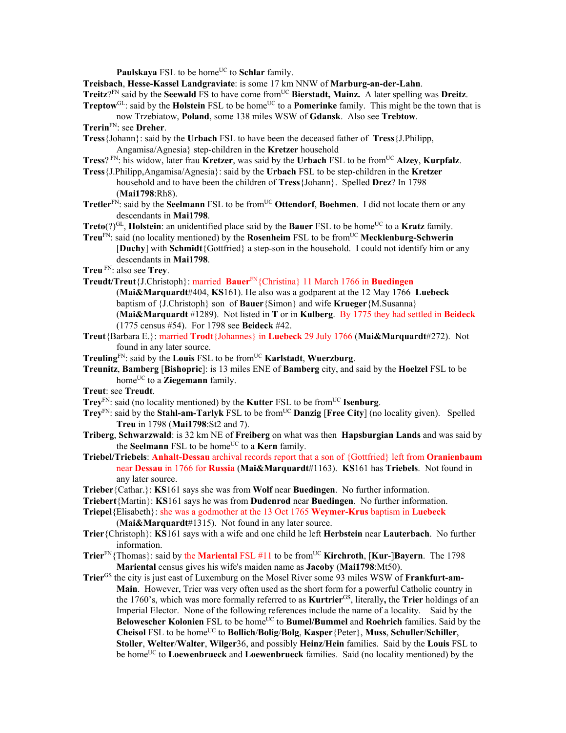**Paulskaya** FSL to be home[UC] to **Schlar** family.

**Treisbach**, **Hesse-Kassel Landgraviate**: is some 17 km NNW of **Marburg-an-der-Lahn**.

**Treitz**?[FN] said by the **Seewald** FS to have come from[UC] **Bierstadt, Mainz.** A later spelling was **Dreitz**.

**Treptow**[GL]: said by the **Holstein** FSL to be home[UC] to a **Pomerinke** family. This might be the town that is now Trzebiatow, **Poland**, some 138 miles WSW of **Gdansk**. Also see **Trebtow**.

**Trerin**[FN]: see **Dreher**.

**Tress**{Johann}: said by the **Urbach** FSL to have been the deceased father of **Tress**{J.Philipp, Angamisa/Agnesia} step-children in the **Kretzer** household

**Tress**? [FN]: his widow, later frau **Kretzer**, was said by the **Urbach** FSL to be from[UC] **Alzey**, **Kurpfalz**.

**Tress**{J.Philipp,Angamisa/Agnesia}: said by the **Urbach** FSL to be step-children in the **Kretzer** household and to have been the children of **Tress**{Johann}. Spelled **Drez**? In 1798 (**Mai1798**:Rh8).

**Tretler**[FN]: said by the **Seelmann** FSL to be from[UC] **Ottendorf**, **Boehmen**. I did not locate them or any descendants in **Mai1798**.

**Treto**(?)[GL], **Holstein**: an unidentified place said by the **Bauer** FSL to be home[UC] to a **Kratz** family.

**Treu**[FN]: said (no locality mentioned) by the **Rosenheim** FSL to be from[UC] **Mecklenburg-Schwerin** [**Duchy**] with **Schmidt**{Gottfried} a step-son in the household. I could not identify him or any descendants in **Mai1798**.

**Treu** [FN]: also see **Trey**.

**Treudt/Treut**{J.Christoph}: married **Bauer**[FN]{Christina} 11 March 1766 in **Buedingen** (**Mai&Marquardt**#404, **KS**161). He also was a godparent at the 12 May 1766 **Luebeck** baptism of {J.Christoph} son of **Bauer**{Simon} and wife **Krueger**{M.Susanna} (**Mai&Marquardt** #1289). Not listed in **T** or in **Kulberg**. By 1775 they had settled in **Beideck** (1775 census #54). For 1798 see **Beideck** #42.

**Treut**{Barbara E.}: married **Trodt**{Johannes} in **Luebeck** 29 July 1766 (**Mai&Marquardt**#272). Not found in any later source.

**Treuling**[FN]: said by the **Louis** FSL to be from[UC] **Karlstadt**, **Wuerzburg**.

**Treunitz**, **Bamberg** [**Bishopric**]: is 13 miles ENE of **Bamberg** city, and said by the **Hoelzel** FSL to be home[UC] to a **Ziegemann** family.

**Treut**: see **Treudt**.

**Trey**[FN]: said (no locality mentioned) by the **Kutter** FSL to be from[UC] **Isenburg**.

**Trey**[FN]: said by the **Stahl-am-Tarlyk** FSL to be from[UC] **Danzig** [**Free City**] (no locality given). Spelled **Treu** in 1798 (**Mai1798**:St2 and 7).

**Triberg**, **Schwarzwald**: is 32 km NE of **Freiberg** on what was then **Hapsburgian Lands** and was said by the **Seelmann** FSL to be home[UC] to a **Kern** family.

**Triebel/Triebels**: **Anhalt-Dessau** archival records report that a son of {Gottfried} left from **Oranienbaum** near **Dessau** in 1766 for **Russia** (**Mai&Marquardt**#1163). **KS**161 has **Triebels**. Not found in any later source.

**Trieber**{Cathar.}: **KS**161 says she was from **Wolf** near **Buedingen**. No further information.

**Triebert**{Martin}: **KS**161 says he was from **Dudenrod** near **Buedingen**. No further information.

**Triepel**{Elisabeth}: she was a godmother at the 13 Oct 1765 **Weymer-Krus** baptism in **Luebeck** (**Mai&Marquardt**#1315). Not found in any later source.

**Trier**{Christoph}: **KS**161 says with a wife and one child he left **Herbstein** near **Lauterbach**. No further information.

**Trier**[FN]{Thomas}: said by the **Mariental** FSL #11 to be from[UC] **Kirchroth**, [**Kur**-]**Bayern**. The 1798 **Mariental** census gives his wife's maiden name as **Jacoby** (**Mai1798**:Mt50).

**Trier**[GS] the city is just east of Luxemburg on the Mosel River some 93 miles WSW of **Frankfurt-am-Main**. However, Trier was very often used as the short form for a powerful Catholic country in the 1760's, which was more formally referred to as **Kurtrier**[GS], literally**,** the **Trier** holdings of an Imperial Elector. None of the following references include the name of a locality. Said by the **Belowescher Kolonien** FSL to be home[UC] to **Bumel/Bummel** and **Roehrich** families. Said by the **Cheisol** FSL to be home[UC] to **Bollich**/**Bolig**/**Bolg**, **Kasper**{Peter}, **Muss**, **Schuller**/**Schiller**, **Stoller**, **Welter**/**Walter**, **Wilger**36, and possibly **Heinz**/**Hein** families. Said by the **Louis** FSL to be home[UC] to **Loewenbrueck** and **Loewenbrueck** families. Said (no locality mentioned) by the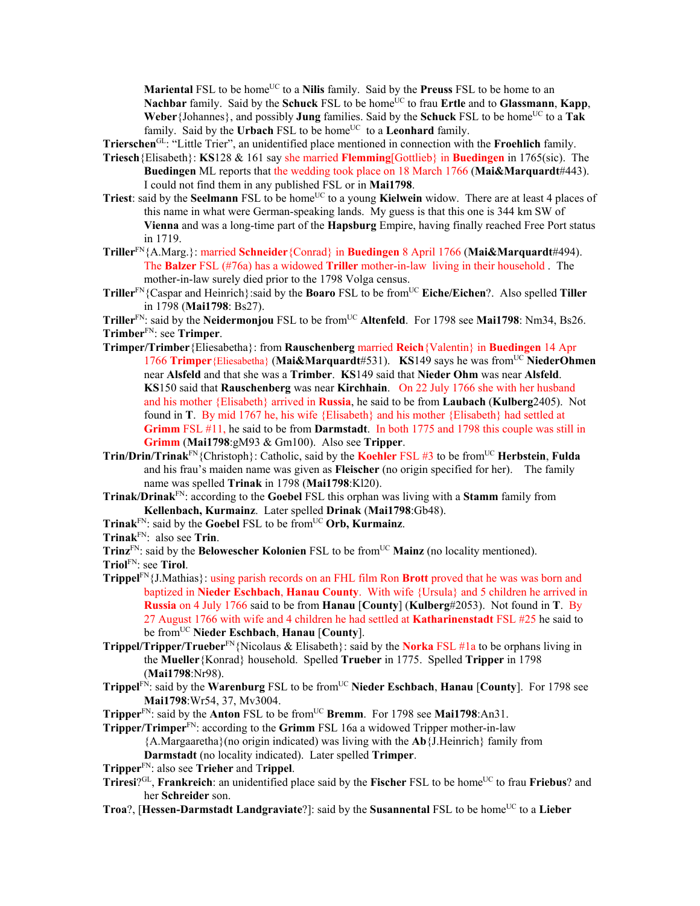**Mariental** FSL to be home[UC] to a **Nilis** family. Said by the **Preuss** FSL to be home to an **Nachbar** family. Said by the **Schuck** FSL to be home[UC] to frau **Ertle** and to **Glassmann**, **Kapp**, **Weber**{Johannes}, and possibly **Jung** families. Said by the **Schuck** FSL to be home[UC] to a **Tak** family. Said by the **Urbach** FSL to be home[UC] to a **Leonhard** family.

**Trierschen**[GL]: "Little Trier", an unidentified place mentioned in connection with the **Froehlich** family.

**Triesch**{Elisabeth}: **KS**128 & 161 say she married **Flemming**[Gottlieb} in **Buedingen** in 1765(sic). The **Buedingen** ML reports that the wedding took place on 18 March 1766 (**Mai&Marquardt**#443). I could not find them in any published FSL or in **Mai1798**.

**Triest**: said by the **Seelmann** FSL to be home[UC] to a young **Kielwein** widow. There are at least 4 places of this name in what were German-speaking lands. My guess is that this one is 344 km SW of **Vienna** and was a long-time part of the **Hapsburg** Empire, having finally reached Free Port status in 1719.

**Triller**[FN]{A.Marg.}: married **Schneider**{Conrad} in **Buedingen** 8 April 1766 (**Mai&Marquardt**#494). The **Balzer** FSL (#76a) has a widowed **Triller** mother-in-law living in their household . The mother-in-law surely died prior to the 1798 Volga census.

**Triller**[FN]{Caspar and Heinrich}:said by the **Boaro** FSL to be from[UC] **Eiche/Eichen**?. Also spelled **Tiller** in 1798 (**Mai1798**: Bs27).

**Triller**[FN]: said by the **Neidermonjou** FSL to be from[UC] **Altenfeld**. For 1798 see **Mai1798**: Nm34, Bs26.

**Trimber**[FN]: see **Trimper**.

**Trimper/Trimber**{Eliesabetha}: from **Rauschenberg** married **Reich**{Valentin} in **Buedingen** 14 Apr 1766 **Trimper**{Eliesabetha} (**Mai&Marquardt**#531). **KS**149 says he was from[UC] **NiederOhmen** near **Alsfeld** and that she was a **Trimber**. **KS**149 said that **Nieder Ohm** was near **Alsfeld**. **KS**150 said that **Rauschenberg** was near **Kirchhain**. On 22 July 1766 she with her husband and his mother {Elisabeth} arrived in **Russia**, he said to be from **Laubach** (**Kulberg**2405). Not found in **T**. By mid 1767 he, his wife {Elisabeth} and his mother {Elisabeth} had settled at **Grimm** FSL #11, he said to be from **Darmstadt**. In both 1775 and 1798 this couple was still in **Grimm** (**Mai1798**:gM93 & Gm100). Also see **Tripper**.

**Trin/Drin/Trinak**[FN]{Christoph}: Catholic, said by the **Koehler** FSL #3 to be from[UC] **Herbstein**, **Fulda** and his frau's maiden name was given as **Fleischer** (no origin specified for her). The family name was spelled **Trinak** in 1798 (**Mai1798**:Kl20).

**Trinak/Drinak**[FN]: according to the **Goebel** FSL this orphan was living with a **Stamm** family from **Kellenbach, Kurmainz**. Later spelled **Drinak** (**Mai1798**:Gb48).

**Trinak**[FN]: said by the **Goebel** FSL to be from[UC] **Orb, Kurmainz**.

**Trinak**[FN]: also see **Trin**.

**Trinz**[FN]: said by the **Belowescher Kolonien** FSL to be from[UC] **Mainz** (no locality mentioned).

**Triol**[FN]: see **Tirol**.

**Trippel**[FN]{J.Mathias}: using parish records on an FHL film Ron **Brott** proved that he was was born and baptized in **Nieder Eschbach**, **Hanau County**. With wife {Ursula} and 5 children he arrived in **Russia** on 4 July 1766 said to be from **Hanau** [**County**] (**Kulberg**#2053). Not found in **T**. By 27 August 1766 with wife and 4 children he had settled at **Katharinenstadt** FSL #25 he said to be from[UC] **Nieder Eschbach**, **Hanau** [**County**].

**Trippel/Tripper/Trueber**[FN]{Nicolaus & Elisabeth}: said by the **Norka** FSL #1a to be orphans living in the **Mueller**{Konrad} household. Spelled **Trueber** in 1775. Spelled **Tripper** in 1798 (**Mai1798**:Nr98).

**Trippel**[FN]: said by the **Warenburg** FSL to be from[UC] **Nieder Eschbach**, **Hanau** [**County**]. For 1798 see **Mai1798**:Wr54, 37, Mv3004.

**Tripper**[FN]: said by the **Anton** FSL to be from[UC] **Bremm**. For 1798 see **Mai1798**:An31.

**Tripper/Trimper**[FN]: according to the **Grimm** FSL 16a a widowed Tripper mother-in-law {A.Margaaretha}(no origin indicated) was living with the **Ab**{J.Heinrich} family from **Darmstadt** (no locality indicated). Later spelled **Trimper**.

**Tripper**[FN]: also see **Trieher** and T**rippel**.

**Triresi**?[GL], **Frankreich**: an unidentified place said by the **Fischer** FSL to be home[UC] to frau **Friebus**? and her **Schreider** son.

**Troa**?, [**Hessen-Darmstadt Landgraviate**?]: said by the **Susannental** FSL to be home[UC] to a **Lieber**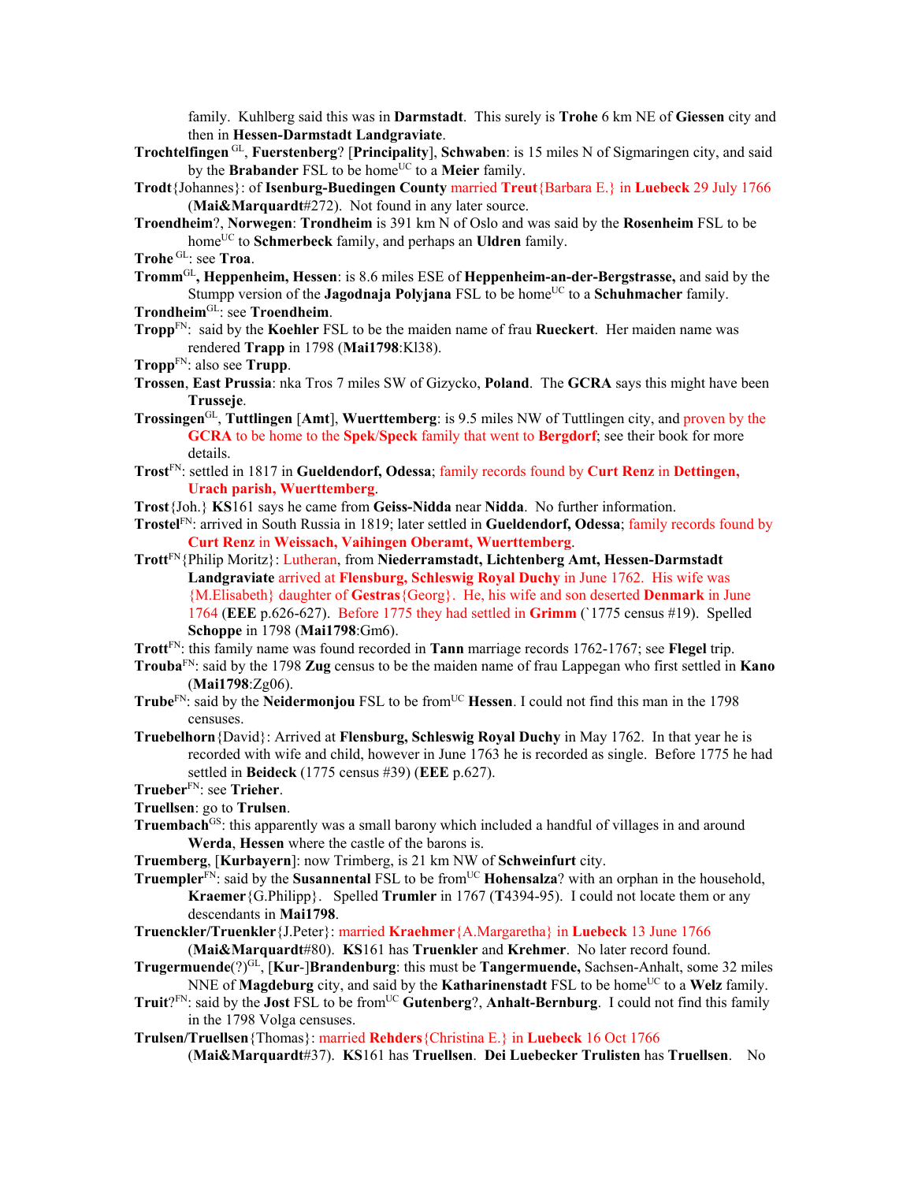family. Kuhlberg said this was in **Darmstadt**. This surely is **Trohe** 6 km NE of **Giessen** city and then in **Hessen-Darmstadt Landgraviate**.

**Trochtelfingen** GL, **Fuerstenberg**? [**Principality**], **Schwaben**: is 15 miles N of Sigmaringen city, and said by the **Brabander** FSL to be home UC to a **Meier** family.

**Trodt**{Johannes}: of **Isenburg-Buedingen County** married **Treut**{Barbara E.} in **Luebeck** 29 July 1766 (**Mai&Marquardt**#272). Not found in any later source.

**Troendheim**?, **Norwegen**: **Trondheim** is 391 km N of Oslo and was said by the **Rosenheim** FSL to be home UC to **Schmerbeck** family, and perhaps an **Uldren** family.

**Trohe** GL: see **Troa**.

**Tromm** GL**, Heppenheim, Hessen**: is 8.6 miles ESE of **Heppenheim-an-der-Bergstrasse,** and said by the Stumpp version of the **Jagodnaja Polyjana** FSL to be home UC to a **Schuhmacher** family.

**Trondheim** GL: see **Troendheim**.

**Tropp** FN: said by the **Koehler** FSL to be the maiden name of frau **Rueckert**. Her maiden name was rendered **Trapp** in 1798 (**Mai1798**:Kl38).

**Tropp** FN: also see **Trupp**.

**Trossen**, **East Prussia**: nka Tros 7 miles SW of Gizycko, **Poland**. The **GCRA** says this might have been **Trusseje**.

**Trossingen** GL, **Tuttlingen** [**Amt**], **Wuerttemberg**: is 9.5 miles NW of Tuttlingen city, and proven by the **GCRA** to be home to the **Spek**/**Speck** family that went to **Bergdorf**; see their book for more details.

**Trost** FN: settled in 1817 in **Gueldendorf, Odessa**; family records found by **Curt Renz** in **Dettingen, Urach parish, Wuerttemberg**.

**Trost**{Joh.} **KS**161 says he came from **Geiss-Nidda** near **Nidda**. No further information.

**Trostel** FN: arrived in South Russia in 1819; later settled in **Gueldendorf, Odessa**; family records found by **Curt Renz** in **Weissach, Vaihingen Oberamt, Wuerttemberg**.

**Trott** FN{Philip Moritz}: Lutheran, from **Niederramstadt, Lichtenberg Amt, Hessen-Darmstadt Landgraviate** arrived at **Flensburg, Schleswig Royal Duchy** in June 1762. His wife was {M.Elisabeth} daughter of **Gestras**{Georg}. He, his wife and son deserted **Denmark** in June 1764 (**EEE** p.626-627). Before 1775 they had settled in **Grimm** (`1775 census #19). Spelled **Schoppe** in 1798 (**Mai1798**:Gm6).

**Trott** FN: this family name was found recorded in **Tann** marriage records 1762-1767; see **Flegel** trip.

**Trouba** FN: said by the 1798 **Zug** census to be the maiden name of frau Lappegan who first settled in **Kano** (**Mai1798**:Zg06).

**Trube** FN: said by the **Neidermonjou** FSL to be from UC **Hessen**. I could not find this man in the 1798 censuses.

**Truebelhorn**{David}: Arrived at **Flensburg, Schleswig Royal Duchy** in May 1762. In that year he is recorded with wife and child, however in June 1763 he is recorded as single. Before 1775 he had settled in **Beideck** (1775 census #39) (**EEE** p.627).

**Trueber** FN: see **Trieher**.

**Truellsen**: go to **Trulsen**.

**Truembach** GS: this apparently was a small barony which included a handful of villages in and around **Werda**, **Hessen** where the castle of the barons is.

**Truemberg**, [**Kurbayern**]: now Trimberg, is 21 km NW of **Schweinfurt** city.

**Truempler** FN: said by the **Susannental** FSL to be from UC **Hohensalza**? with an orphan in the household, **Kraemer**{G.Philipp}. Spelled **Trumler** in 1767 (**T**4394-95). I could not locate them or any descendants in **Mai1798**.

**Truenckler/Truenkler**{J.Peter}: married **Kraehmer**{A.Margaretha} in **Luebeck** 13 June 1766 (**Mai&Marquardt**#80). **KS**161 has **Truenkler** and **Krehmer**. No later record found.

**Trugermuende**(?) GL, [**Kur**-]**Brandenburg**: this must be **Tangermuende,** Sachsen-Anhalt, some 32 miles NNE of **Magdeburg** city, and said by the **Katharinenstadt** FSL to be home UC to a **Welz** family.

**Truit**? FN: said by the **Jost** FSL to be from UC **Gutenberg**?, **Anhalt-Bernburg**. I could not find this family in the 1798 Volga censuses.

**Trulsen/Truellsen**{Thomas}: married **Rehders**{Christina E.} in **Luebeck** 16 Oct 1766 (**Mai&Marquardt**#37). **KS**161 has **Truellsen**. **Dei Luebecker Trulisten** has **Truellsen**. No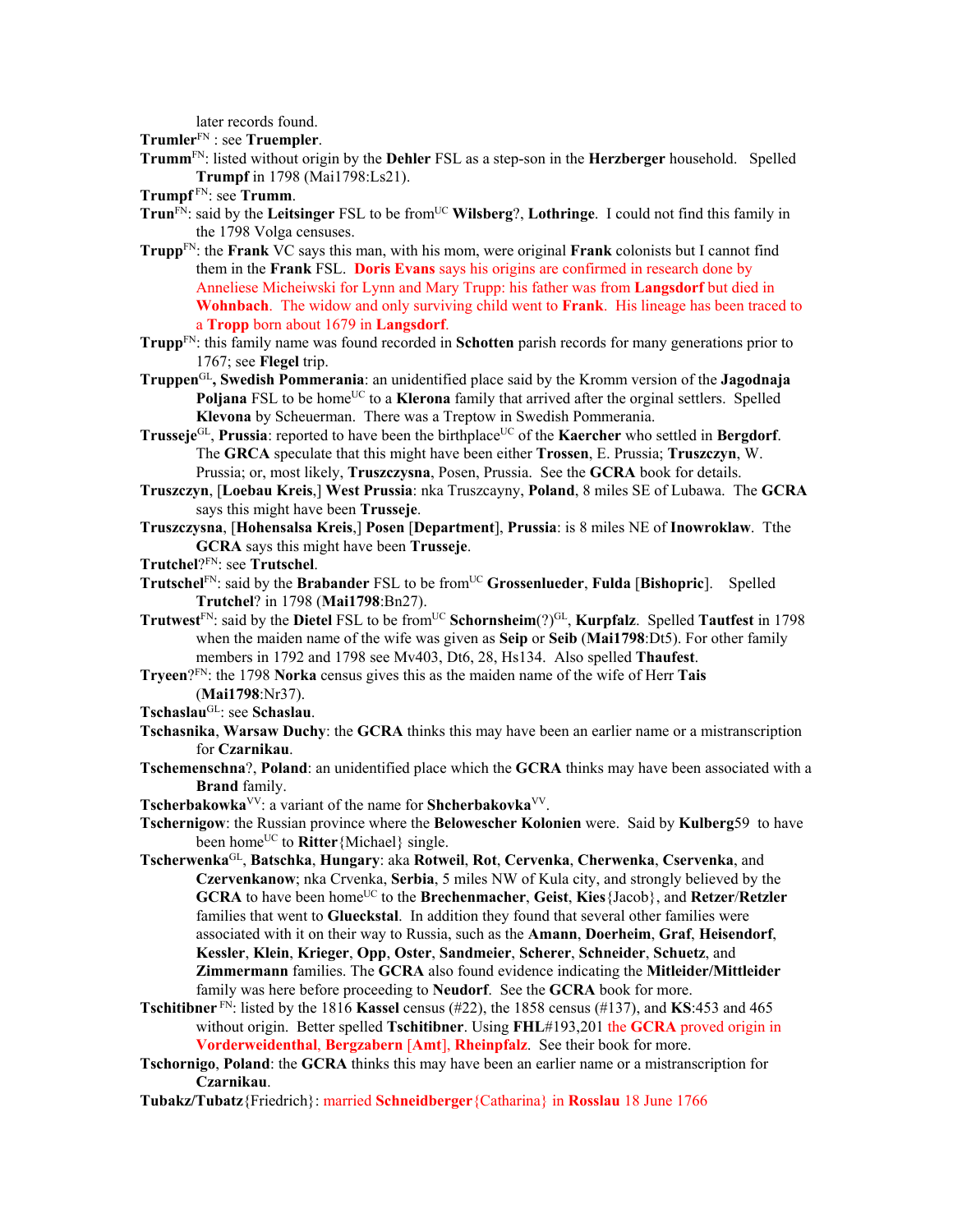later records found.

**Trumler**[FN] : see **Truempler**.

**Trumm**[FN]: listed without origin by the **Dehler** FSL as a step-son in the **Herzberger** household. Spelled **Trumpf** in 1798 (Mai1798:Ls21).

**Trumpf** [FN]: see **Trumm**.

**Trun**[FN]: said by the **Leitsinger** FSL to be from[UC] **Wilsberg**?, **Lothringe**. I could not find this family in the 1798 Volga censuses.

**Trupp**[FN]: the **Frank** VC says this man, with his mom, were original **Frank** colonists but I cannot find them in the **Frank** FSL. **Doris Evans** says his origins are confirmed in research done by Anneliese Micheiwski for Lynn and Mary Trupp: his father was from **Langsdorf** but died in **Wohnbach**. The widow and only surviving child went to **Frank**. His lineage has been traced to a **Tropp** born about 1679 in **Langsdorf**.

**Trupp**[FN]: this family name was found recorded in **Schotten** parish records for many generations prior to 1767; see **Flegel** trip.

**Truppen**[GL]**, Swedish Pommerania**: an unidentified place said by the Kromm version of the **Jagodnaja Poljana** FSL to be home[UC] to a **Klerona** family that arrived after the orginal settlers. Spelled **Klevona** by Scheuerman. There was a Treptow in Swedish Pommerania.

**Trusseje**[GL], **Prussia**: reported to have been the birthplace[UC] of the **Kaercher** who settled in **Bergdorf**. The **GRCA** speculate that this might have been either **Trossen**, E. Prussia; **Truszczyn**, W. Prussia; or, most likely, **Truszczysna**, Posen, Prussia. See the **GCRA** book for details.

**Truszczyn**, [**Loebau Kreis**,] **West Prussia**: nka Truszcayny, **Poland**, 8 miles SE of Lubawa. The **GCRA** says this might have been **Trusseje**.

**Truszczysna**, [**Hohensalsa Kreis**,] **Posen** [**Department**], **Prussia**: is 8 miles NE of **Inowroklaw**. Tthe **GCRA** says this might have been **Trusseje**.

**Trutchel**?[FN]: see **Trutschel**.

**Trutschel**[FN]: said by the **Brabander** FSL to be from[UC] **Grossenlueder**, **Fulda** [**Bishopric**]. Spelled **Trutchel**? in 1798 (**Mai1798**:Bn27).

**Trutwest**[FN]: said by the **Dietel** FSL to be from[UC] **Schornsheim**(?)[GL], **Kurpfalz**. Spelled **Tautfest** in 1798 when the maiden name of the wife was given as **Seip** or **Seib** (**Mai1798**:Dt5). For other family members in 1792 and 1798 see Mv403, Dt6, 28, Hs134. Also spelled **Thaufest**.

**Tryeen**?[FN]: the 1798 **Norka** census gives this as the maiden name of the wife of Herr **Tais** (**Mai1798**:Nr37).

**Tschaslau**[GL]: see **Schaslau**.

**Tschasnika**, **Warsaw Duchy**: the **GCRA** thinks this may have been an earlier name or a mistranscription for **Czarnikau**.

**Tschemenschna**?, **Poland**: an unidentified place which the **GCRA** thinks may have been associated with a **Brand** family.

**Tscherbakowka**[VV]: a variant of the name for **Shcherbakovka**[VV].

**Tschernigow**: the Russian province where the **Belowescher Kolonien** were. Said by **Kulberg**59 to have been home[UC] to **Ritter**{Michael} single.

**Tscherwenka**[GL], **Batschka**, **Hungary**: aka **Rotweil**, **Rot**, **Cervenka**, **Cherwenka**, **Cservenka**, and **Czervenkanow**; nka Crvenka, **Serbia**, 5 miles NW of Kula city, and strongly believed by the **GCRA** to have been home[UC] to the **Brechenmacher**, **Geist**, **Kies**{Jacob}, and **Retzer**/**Retzler** families that went to **Glueckstal**. In addition they found that several other families were associated with it on their way to Russia, such as the **Amann**, **Doerheim**, **Graf**, **Heisendorf**, **Kessler**, **Klein**, **Krieger**, **Opp**, **Oster**, **Sandmeier**, **Scherer**, **Schneider**, **Schuetz**, and **Zimmermann** families. The **GCRA** also found evidence indicating the **Mitleider/Mittleider** family was here before proceeding to **Neudorf**. See the **GCRA** book for more.

**Tschitibner** [FN]: listed by the 1816 **Kassel** census (#22), the 1858 census (#137), and **KS**:453 and 465 without origin. Better spelled **Tschitibner**. Using **FHL**#193,201 the **GCRA** proved origin in **Vorderweidenthal**, **Bergzabern** [**Amt**], **Rheinpfalz**. See their book for more.

**Tschornigo**, **Poland**: the **GCRA** thinks this may have been an earlier name or a mistranscription for **Czarnikau**.

**Tubakz/Tubatz**{Friedrich}: married **Schneidberger**{Catharina} in **Rosslau** 18 June 1766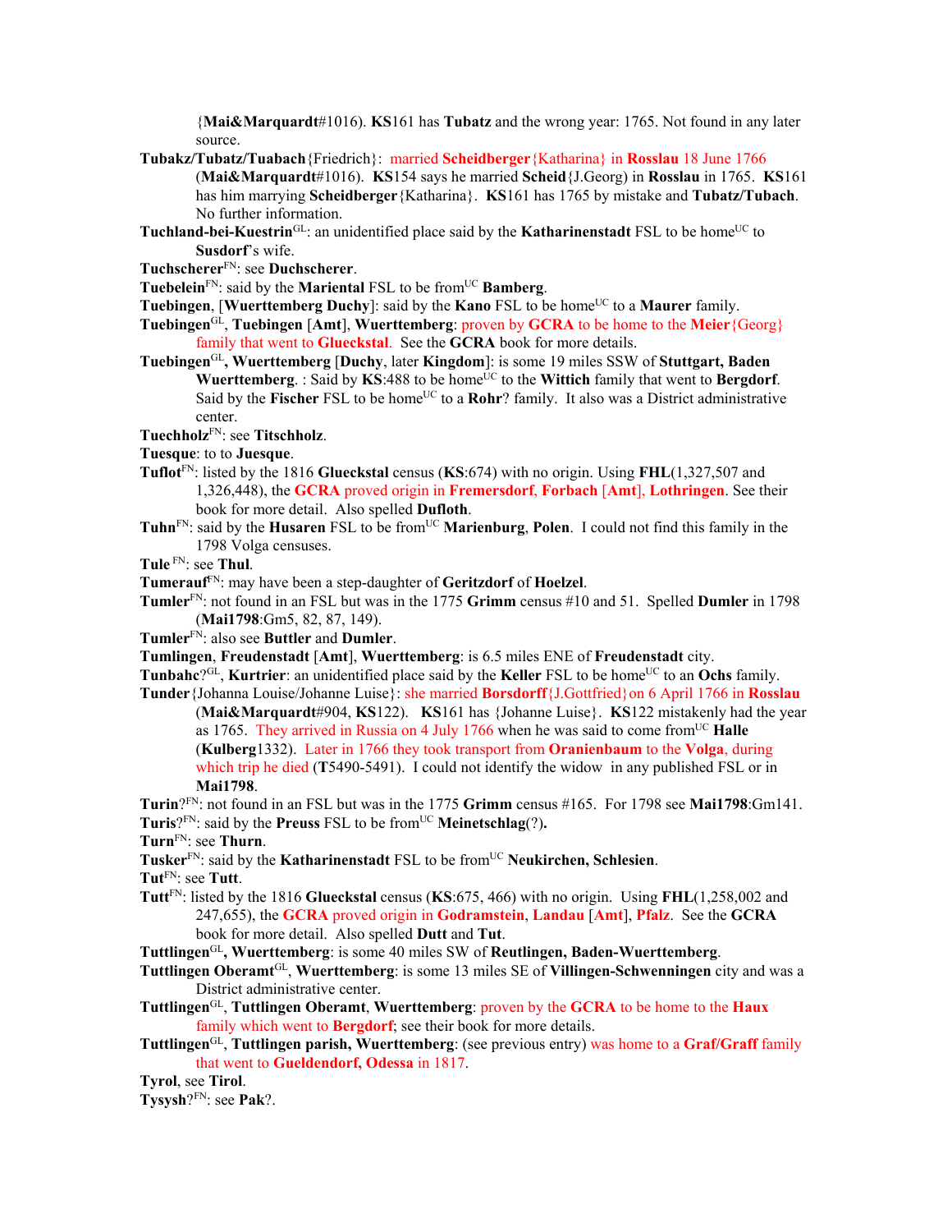{**Mai&Marquardt**#1016). **KS**161 has **Tubatz** and the wrong year: 1765. Not found in any later source.

**Tubakz/Tubatz/Tuabach**{Friedrich}: married **Scheidberger**{Katharina} in **Rosslau** 18 June 1766 (**Mai&Marquardt**#1016). **KS**154 says he married **Scheid**{J.Georg} in **Rosslau** in 1765. **KS**161 has him marrying **Scheidberger**{Katharina}. **KS**161 has 1765 by mistake and **Tubatz/Tubach**. No further information.

**Tuchland-bei-Kuestrin**[GL]: an unidentified place said by the **Katharinenstadt** FSL to be home[UC] to **Susdorf**'s wife.

**Tuchscherer**[FN]: see **Duchscherer**.

**Tuebelein**[FN]: said by the **Mariental** FSL to be from[UC] **Bamberg**.

**Tuebingen**, [**Wuerttemberg Duchy**]: said by the **Kano** FSL to be home[UC] to a **Maurer** family.

**Tuebingen**[GL], **Tuebingen** [**Amt**], **Wuerttemberg**: proven by **GCRA** to be home to the **Meier**{Georg} family that went to **Glueckstal**. See the **GCRA** book for more details.

**Tuebingen**[GL]**, Wuerttemberg** [**Duchy**, later **Kingdom**]: is some 19 miles SSW of **Stuttgart, Baden Wuerttemberg**. : Said by **KS**:488 to be home[UC] to the **Wittich** family that went to **Bergdorf**. Said by the **Fischer** FSL to be home[UC] to a **Rohr**? family. It also was a District administrative center.

**Tuechholz**[FN]: see **Titschholz**.

**Tuesque**: to to **Juesque**.

**Tuflot**[FN]: listed by the 1816 **Glueckstal** census (**KS**:674) with no origin. Using **FHL**(1,327,507 and 1,326,448), the **GCRA** proved origin in **Fremersdorf**, **Forbach** [**Amt**], **Lothringen**. See their book for more detail. Also spelled **Dufloth**.

**Tuhn**[FN]: said by the **Husaren** FSL to be from[UC] **Marienburg**, **Polen**. I could not find this family in the 1798 Volga censuses.

**Tule** [FN]: see **Thul**.

**Tumerauf**[FN]: may have been a step-daughter of **Geritzdorf** of **Hoelzel**.

**Tumler**[FN]: not found in an FSL but was in the 1775 **Grimm** census #10 and 51. Spelled **Dumler** in 1798 (**Mai1798**:Gm5, 82, 87, 149).

**Tumler**[FN]: also see **Buttler** and **Dumler**.

**Tumlingen**, **Freudenstadt** [**Amt**], **Wuerttemberg**: is 6.5 miles ENE of **Freudenstadt** city.

**Tunbahc**?[GL], **Kurtrier**: an unidentified place said by the **Keller** FSL to be home[UC] to an **Ochs** family.

**Tunder**{Johanna Louise/Johanne Luise}: she married **Borsdorff**{J.Gottfried}on 6 April 1766 in **Rosslau** (**Mai&Marquardt**#904, **KS**122). **KS**161 has {Johanne Luise}. **KS**122 mistakenly had the year as 1765. They arrived in Russia on 4 July 1766 when he was said to come from[UC] **Halle** (**Kulberg**1332). Later in 1766 they took transport from **Oranienbaum** to the **Volga**, during which trip he died (**T**5490-5491). I could not identify the widow in any published FSL or in **Mai1798**.

**Turin**?[FN]: not found in an FSL but was in the 1775 **Grimm** census #165. For 1798 see **Mai1798**:Gm141.

**Turis**?[FN]: said by the **Preuss** FSL to be from[UC] **Meinetschlag**(?)**.**

**Turn**[FN]: see **Thurn**.

**Tusker**[FN]: said by the **Katharinenstadt** FSL to be from[UC] **Neukirchen, Schlesien**.

**Tut**[FN]: see **Tutt**.

**Tutt**[FN]: listed by the 1816 **Glueckstal** census (**KS**:675, 466) with no origin. Using **FHL**(1,258,002 and 247,655), the **GCRA** proved origin in **Godramstein**, **Landau** [**Amt**], **Pfalz**. See the **GCRA** book for more detail. Also spelled **Dutt** and **Tut**.

**Tuttlingen**[GL]**, Wuerttemberg**: is some 40 miles SW of **Reutlingen, Baden-Wuerttemberg**.

**Tuttlingen Oberamt**[GL], **Wuerttemberg**: is some 13 miles SE of **Villingen-Schwenningen** city and was a District administrative center.

**Tuttlingen**[GL], **Tuttlingen Oberamt**, **Wuerttemberg**: proven by the **GCRA** to be home to the **Haux** family which went to **Bergdorf**; see their book for more details.

**Tuttlingen**[GL], **Tuttlingen parish, Wuerttemberg**: (see previous entry) was home to a **Graf/Graff** family that went to **Gueldendorf, Odessa** in 1817.

**Tyrol**, see **Tirol**.

**Tysysh**?[FN]: see **Pak**?.